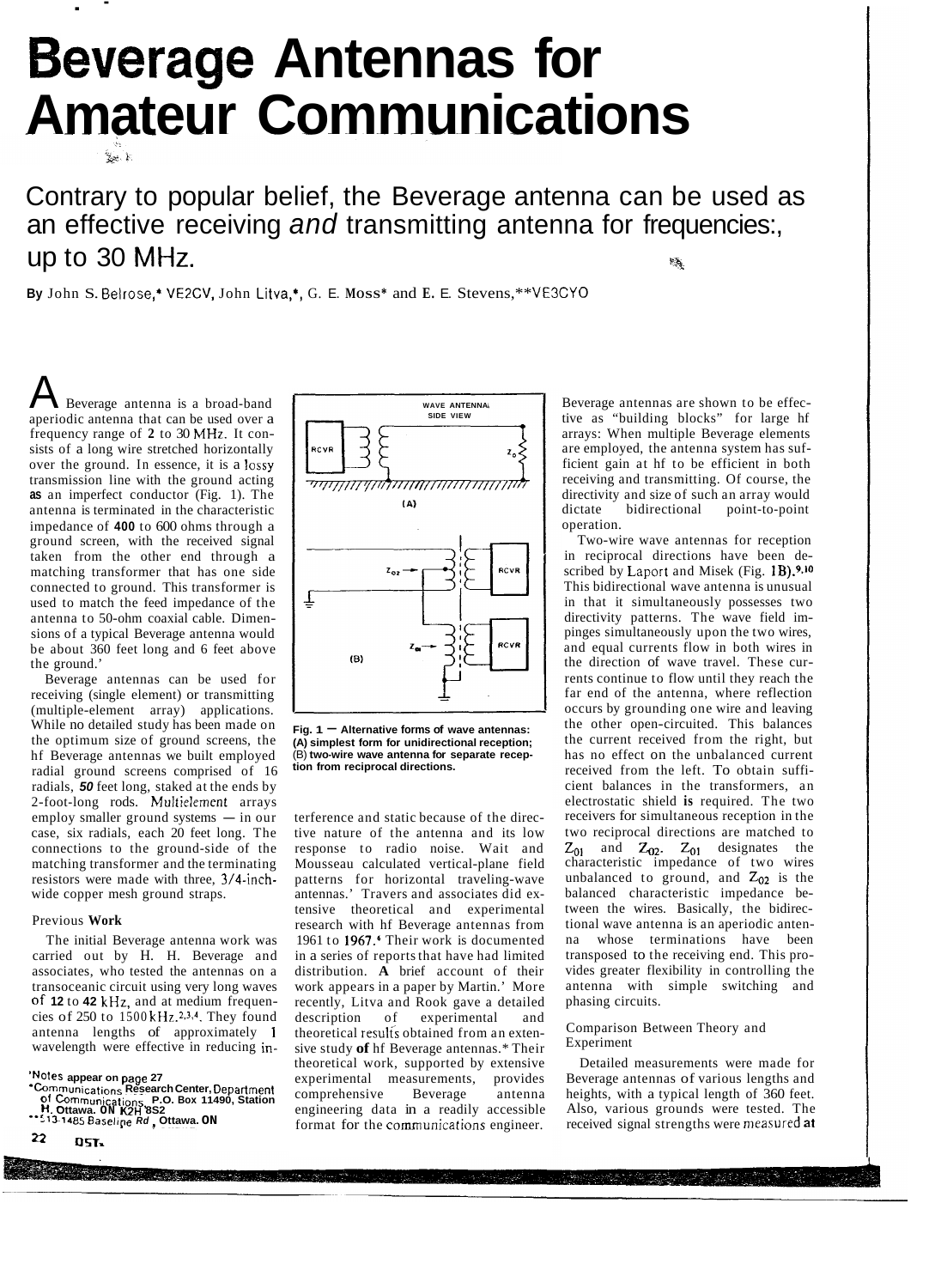# Beverage Antennas for Amateur Communications

Contrary to popular belief, the Beverage antenna can be used as an effective receiving *and* transmitting antenna for frequencies:, up to 30 MHz.

**By** John S. Belrose,* VE2CV, John Litva,*, G. E. Moss* and E. E. Stevens,**VE3CYO

A Beverage antenna is a broad-band aperiodic antenna that can be used over a frequency range of **2** to 30 MHz. It consists of a long wire stretched horizontally over the ground. In essence, it is a lossy transmission line with the ground acting **as** an imperfect conductor (Fig. 1). The antenna is terminated in the characteristic impedance of **400** to 600 ohms through a ground screen, with the received signal taken from the other end through a matching transformer that has one side connected to ground. This transformer is used to match the feed impedance of the antenna to 50-ohm coaxial cable. Dimensions of a typical Beverage antenna would be about 360 feet long and 6 feet above the ground.'

Beverage antennas can be used for receiving (single element) or transmitting (multiple-element array) applications. While no detailed study has been made on the optimum size of ground screens, the hf Beverage antennas we built employed radial ground screens comprised of 16 radials, ***50*** feet long, staked at the ends by 2-foot-long rods. Multielement arrays employ smaller ground systems — in our case, six radials, each 20 feet long. The connections to the ground-side of the matching transformer and the terminating resistors were made with three, 3/4-inch-wide copper mesh ground straps.

**Fig. 1 — Alternative forms of wave antennas: (A) simplest form for unidirectional reception; (B) two-wire wave antenna for separate reception from reciprocal directions.**

## Previous Work

The initial Beverage antenna work was carried out by H. H. Beverage and associates, who tested the antennas on a transoceanic circuit using very long waves of **12** to **42** kHz, and at medium frequencies of 250 to 1500 kHz.[2,3,4]. They found antenna lengths of approximately 1 wavelength were effective in reducing interference and static because of the directive nature of the antenna and its low response to radio noise. Wait and Mousseau calculated vertical-plane field patterns for horizontal traveling-wave antennas.' Travers and associates did extensive theoretical and experimental research with hf Beverage antennas from 1961 to 1967.[6] Their work is documented in a series of reports that have had limited distribution. **A** brief account of their work appears in a paper by Martin.' More recently, Litva and Rook gave a detailed description of experimental and theoretical results obtained from an extensive study **of** hf Beverage antennas.* Their theoretical work, supported by extensive experimental measurements, provides comprehensive Beverage antenna engineering data in a readily accessible format for the communications engineer.

Beverage antennas are shown to be effective as "building blocks" for large hf arrays: When multiple Beverage elements are employed, the antenna system has sufficient gain at hf to be efficient in both receiving and transmitting. Of course, the directivity and size of such an array would dictate bidirectional point-to-point operation.

Two-wire wave antennas for reception in reciprocal directions have been described by Laport and Misek (Fig. 1B).[9,10] This bidirectional wave antenna is unusual in that it simultaneously possesses two directivity patterns. The wave field impinges simultaneously upon the two wires, and equal currents flow in both wires in the direction of wave travel. These currents continue to flow until they reach the far end of the antenna, where reflection occurs by grounding one wire and leaving the other open-circuited. This balances the current received from the right, but has no effect on the unbalanced current received from the left. To obtain sufficient balances in the transformers, an electrostatic shield **is** required. The two receivers for simultaneous reception in the two reciprocal directions are matched to $Z_{01}$ and $Z_{02}$. $Z_{01}$ designates the characteristic impedance of two wires unbalanced to ground, and $Z_{02}$ is the balanced characteristic impedance between the wires. Basically, the bidirectional wave antenna is an aperiodic antenna whose terminations have been transposed to the receiving end. This provides greater flexibility in controlling the antenna with simple switching and phasing circuits.

## Comparison Between Theory and Experiment

Detailed measurements were made for Beverage antennas of various lengths and heights, with a typical length of 360 feet. Also, various grounds were tested. The received signal strengths were measured at

'Notes appear on page 27

*Communications Research Center, Department of Communications, P.O. Box 11490, Station H, Ottawa, ON K2H 8S2

**513-1485 Baseline Rd, Ottawa, ON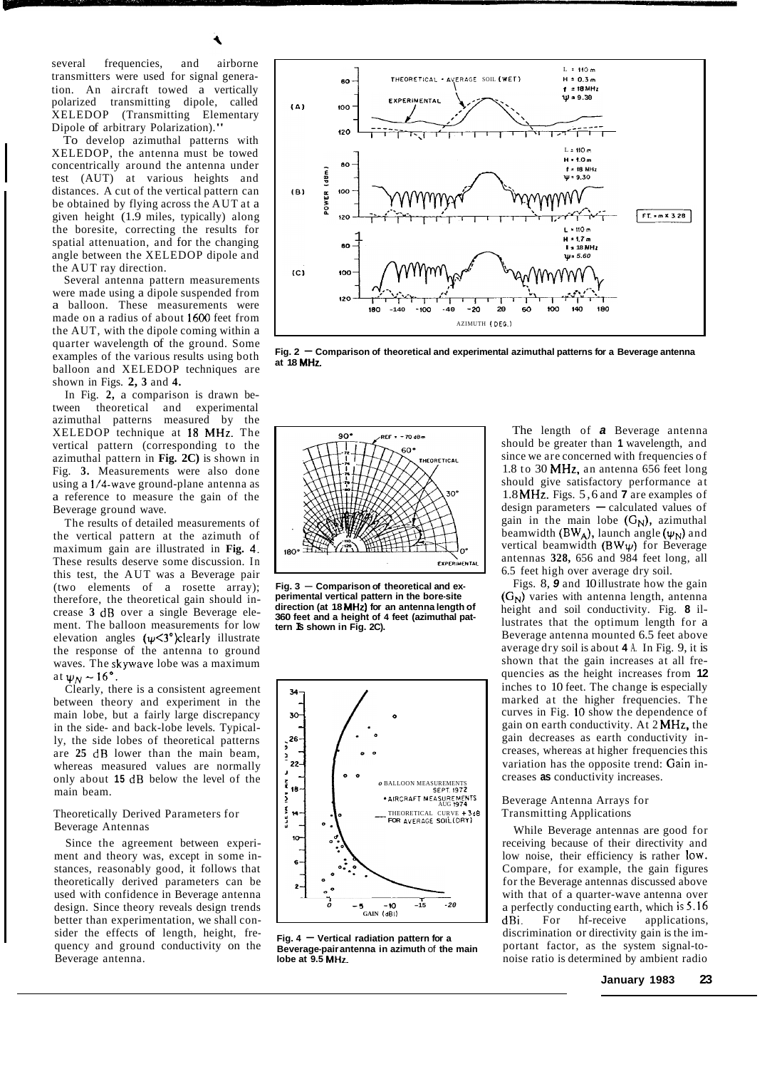several frequencies, and airborne transmitters were used for signal generation. An aircraft towed a vertically polarized transmitting dipole, called XELEDOP (Transmitting Elementary Dipole of arbitrary Polarization)."

To develop azimuthal patterns with XELEDOP, the antenna must be towed concentrically around the antenna under test (AUT) at various heights and distances. A cut of the vertical pattern can be obtained by flying across the AUT at a given height (1.9 miles, typically) along the boresite, correcting the results for spatial attenuation, and for the changing angle between the XELEDOP dipole and the AUT ray direction.

Several antenna pattern measurements were made using a dipole suspended from a balloon. These measurements were made on a radius of about 1600 feet from the AUT, with the dipole coming within a quarter wavelength of the ground. Some examples of the various results using both balloon and XELEDOP techniques are shown in Figs. **2, 3** and **4.**

In Fig. **2,** a comparison is drawn between theoretical and experimental azimuthal patterns measured by the XELEDOP technique at 18 MHz. The vertical pattern (corresponding to the azimuthal pattern in **Fig. 2C)** is shown in Fig. **3.** Measurements were also done using a 1/4-wave ground-plane antenna as a reference to measure the gain of the Beverage ground wave.

The results of detailed measurements of the vertical pattern at the azimuth of maximum gain are illustrated in **Fig. 4**. These results deserve some discussion. In this test, the AUT was a Beverage pair (two elements of a rosette array); therefore, the theoretical gain should increase **3** dB over a single Beverage element. The balloon measurements for low elevation angles ($\psi<3°$) clearly illustrate the response of the antenna to ground waves. The skywave lobe was a maximum at $\psi_N \sim 16°$.

Clearly, there is a consistent agreement between theory and experiment in the main lobe, but a fairly large discrepancy in the side- and back-lobe levels. Typically, the side lobes of theoretical patterns are **25** dB lower than the main beam, whereas measured values are normally only about **15** dB below the level of the main beam.

### Theoretically Derived Parameters for Beverage Antennas

Since the agreement between experiment and theory was, except in some instances, reasonably good, it follows that theoretically derived parameters can be used with confidence in Beverage antenna design. Since theory reveals design trends better than experimentation, we shall consider the effects of length, height, frequency and ground conductivity on the Beverage antenna.

**Fig. 2 — Comparison of theoretical and experimental azimuthal patterns for a Beverage antenna at 18 MHz.**

**Fig. 3 — Comparison of theoretical and experimental vertical pattern in the bore-site direction (at 18 MHz) for an antenna length of 360 feet and a height of 4 feet (azimuthal pattern is shown in Fig. 2C).**

**Fig. 4 — Vertical radiation pattern for a Beverage-pair antenna in azimuth of the main lobe at 9.5 MHz.**

The length of *a* Beverage antenna should be greater than **1** wavelength, and since we are concerned with frequencies of 1.8 to 30 MHz, an antenna 656 feet long should give satisfactory performance at 1.8 MHz. Figs. 5, 6 and **7** are examples of design parameters — calculated values of gain in the main lobe ($G_N$), azimuthal beamwidth ($BW_A$), launch angle ($\psi_N$) and vertical beamwidth ($BW_\psi$) for Beverage antennas **328,** 656 and 984 feet long, all 6.5 feet high over average dry soil.

Figs. 8, *9* and 10 illustrate how the gain ($G_N$) varies with antenna length, antenna height and soil conductivity. Fig. **8** illustrates that the optimum length for a Beverage antenna mounted 6.5 feet above average dry soil is about **4** λ. In Fig. 9, it is shown that the gain increases at all frequencies as the height increases from **12** inches to 10 feet. The change is especially marked at the higher frequencies. The curves in Fig. 10 show the dependence of gain on earth conductivity. At 2 MHz, the gain decreases as earth conductivity increases, whereas at higher frequencies this variation has the opposite trend: Gain increases **as** conductivity increases.

### Beverage Antenna Arrays for Transmitting Applications

While Beverage antennas are good for receiving because of their directivity and low noise, their efficiency is rather low. Compare, for example, the gain figures for the Beverage antennas discussed above with that of a quarter-wave antenna over a perfectly conducting earth, which is 5.16 dBi. For hf-receive applications, discrimination or directivity gain is the important factor, as the system signal-to-noise ratio is determined by ambient radio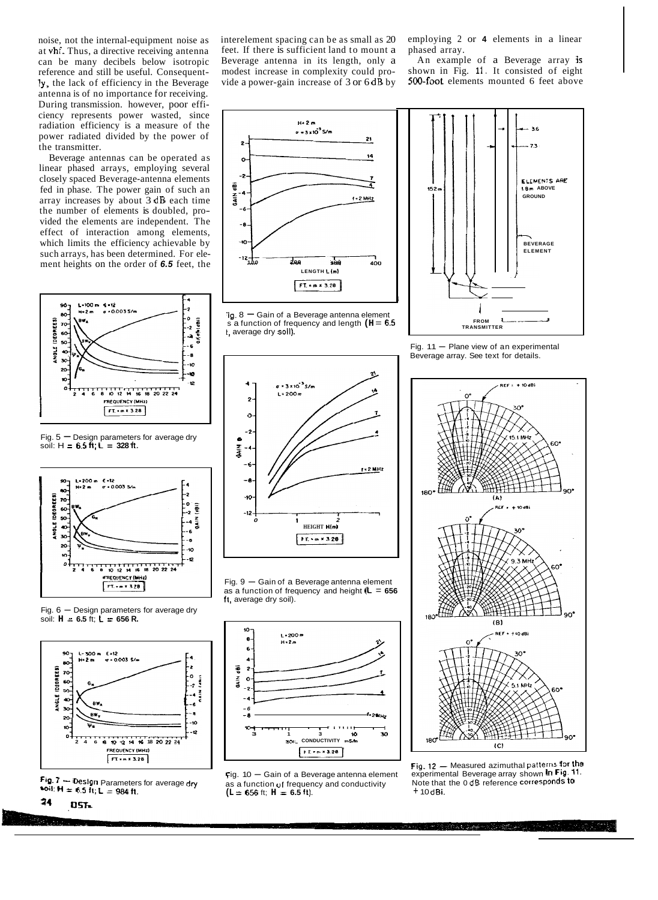noise, not the internal-equipment noise as at vhf. Thus, a directive receiving antenna can be many decibels below isotropic reference and still be useful. Consequently, the lack of efficiency in the Beverage antenna is of no importance for receiving. During transmission, however, poor efficiency represents power wasted, since radiation efficiency is a measure of the power radiated divided by the power of the transmitter.

Beverage antennas can be operated as linear phased arrays, employing several closely spaced Beverage-antenna elements fed in phase. The power gain of such an array increases by about 3 dB each time the number of elements is doubled, provided the elements are independent. The effect of interaction among elements, which limits the efficiency achievable by such arrays, has been determined. For element heights on the order of *6.5* feet, the interelement spacing can be as small as 20 feet. If there is sufficient land to mount a Beverage antenna in its length, only a modest increase in complexity could provide a power-gain increase of 3 or 6 dB by employing 2 or 4 elements in a linear phased array.

An example of a Beverage array is shown in Fig. 11. It consisted of eight 500-foot elements mounted 6 feet above

Fig. 5 — Design parameters for average dry soil: H = 6.5 ft; L = 328 ft.

Fig. 6 — Design parameters for average dry soil: H = 6.5 ft; L = 656 ft.

Fig. 7 — Design Parameters for average dry soil: H = 6.5 ft; L = 984 ft.

Fig. 8 — Gain of a Beverage antenna element as a function of frequency and length (H = 6.5 ft, average dry soil).

Fig. 9 — Gain of a Beverage antenna element as a function of frequency and height (L = 656 ft, average dry soil).

Fig. 10 — Gain of a Beverage antenna element as a function of frequency and conductivity (L = 656 ft; H = 6.5 ft).

Fig. 11 — Plane view of an experimental Beverage array. See text for details.

Fig. 12 — Measured azimuthal patterns for the experimental Beverage array shown in Fig. 11. Note that the 0 dB reference corresponds to +10 dBi.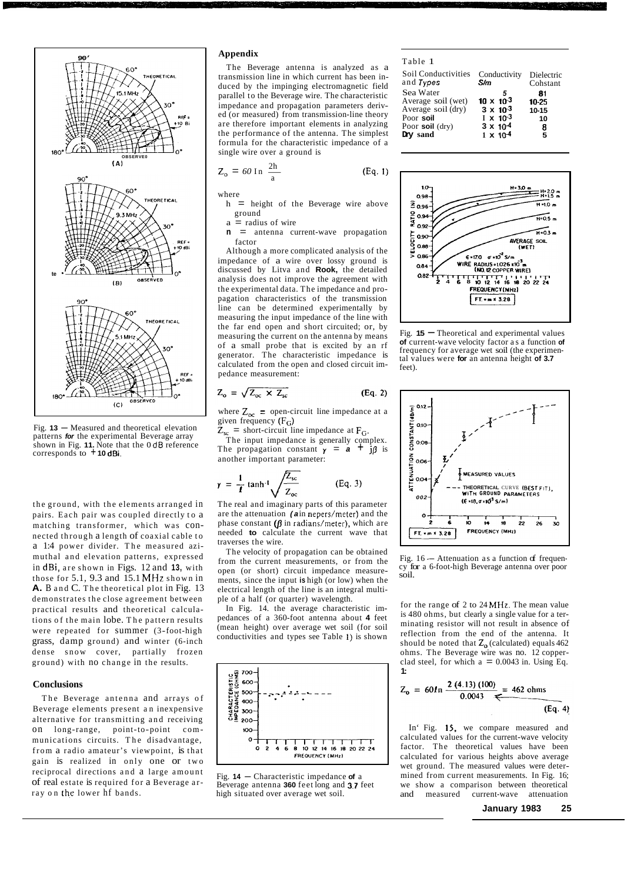Fig. 13 — Measured and theoretical elevation patterns *for* the experimental Beverage array shown in Fig. **11.** Note that the 0 dB reference corresponds to **+10 dBi**.

the ground, with the elements arranged in pairs. Each pair was coupled directly to a matching transformer, which was connected through a length of coaxial cable to a 1:4 power divider. The measured azimuthal and elevation patterns, expressed in dBi, are shown in Figs. 12 and **13**, with those for 5.1, 9.3 and 15.1 MHz shown in **A.** B and C. The theoretical plot in Fig. 13 demonstrates the close agreement between practical results and theoretical calculations of the main lobe. The pattern results were repeated for summer (3-foot-high grass, damp ground) and winter (6-inch dense snow cover, partially frozen ground) with no change in the results.

## Conclusions

The Beverage antenna and arrays of Beverage elements present an inexpensive alternative for transmitting and receiving on long-range, point-to-point communications circuits. The disadvantage, from a radio amateur's viewpoint, is that gain is realized in only one or two reciprocal directions and a large amount of real estate is required for a Beverage array on the lower hf bands.

## Appendix

The Beverage antenna is analyzed as a transmission line in which current has been induced by the impinging electromagnetic field parallel to the Beverage wire. The characteristic impedance and propagation parameters derived (or measured) from transmission-line theory are therefore important elements in analyzing the performance of the antenna. The simplest formula for the characteristic impedance of a single wire over a ground is

$$Z_o = 60 \ln \frac{2h}{a} \qquad \text{(Eq. 1)}$$

where

$h$ = height of the Beverage wire above ground

$a$ = radius of wire

$n$ = antenna current-wave propagation factor

Although a more complicated analysis of the impedance of a wire over lossy ground is discussed by Litva and **Rook,** the detailed analysis does not improve the agreement with the experimental data. The impedance and propagation characteristics of the transmission line can be determined experimentally by measuring the input impedance of the line with the far end open and short circuited; or, by measuring the current on the antenna by means of a small probe that is excited by an rf generator. The characteristic impedance is calculated from the open and closed circuit impedance measurement:

$$Z_o = \sqrt{Z_{oc} \times Z_{sc}} \qquad \text{(Eq. 2)}$$

where $Z_{oc}$ = open-circuit line impedance at a given frequency ($F_G$)

$Z_{sc}$ = short-circuit line impedance at $F_G$.

The input impedance is generally complex. The propagation constant $\gamma = \alpha + j\beta$ is another important parameter:

$$\gamma = \frac{1}{\ell} \tanh^{-1} \sqrt{\frac{Z_{sc}}{Z_{oc}}} \qquad \text{(Eq. 3)}$$

The real and imaginary parts of this parameter are the attenuation ($\alpha$ in nepers/meter) and the phase constant ($\beta$ in radians/meter), which are needed **to** calculate the current wave that traverses the wire.

The velocity of propagation can be obtained from the current measurements, or from the open (or short) circuit impedance measurements, since the input **is** high (or low) when the electrical length of the line is an integral multiple of a half (or quarter) wavelength.

In Fig. 14. the average characteristic impedances of a 360-foot antenna about **4** feet (mean height) over average wet soil (for soil conductivities and types see Table 1) is shown

Fig. 14 — Characteristic impedance **of** a Beverage antenna **360** feet long and 3.7 feet high situated over average wet soil.

Table 1

| Soil Conductivities and *Types* | Conductivity *S/m* | Dielectric Constant |
|---|---|---|
| Sea Water | 5 | 81 |
| Average soil (wet) | $10 \times 10^{-3}$ | 10-25 |
| Average soil (dry) | $3 \times 10^{-3}$ | 10-15 |
| Poor **soil** | $1 \times 10^{-3}$ | 10 |
| Poor **soil** (dry) | $3 \times 10^{-4}$ | 8 |
| **Dry sand** | $1 \times 10^{-4}$ | 5 |

Fig. **15** — Theoretical and experimental values **of** current-wave velocity factor as a function **of** frequency for average wet soil (the experimental values were **for** an antenna height **of 3.7** feet).

Fig. 16 — Attenuation as a function of frequency for a 6-foot-high Beverage antenna over poor soil.

for the range of 2 to 24 MHz. The mean value is 480 ohms, but clearly a single value for a terminating resistor will not result in absence of reflection from the end of the antenna. It should be noted that $Z_o$ (calculated) equals 462 ohms. The Beverage wire was no. 12 copper-clad steel, for which a = 0.0043 in. Using Eq. **1**:

$$Z_o = 60 \ln \frac{2\,(4.13)\,(100)}{0.0043} = 462 \text{ ohms} \qquad \text{(Eq. 4)}$$

In Fig. 15, we compare measured and calculated values for the current-wave velocity factor. The theoretical values have been calculated for various heights above average wet ground. The measured values were determined from current measurements. In Fig. 16; we show a comparison between theoretical and measured current-wave attenuation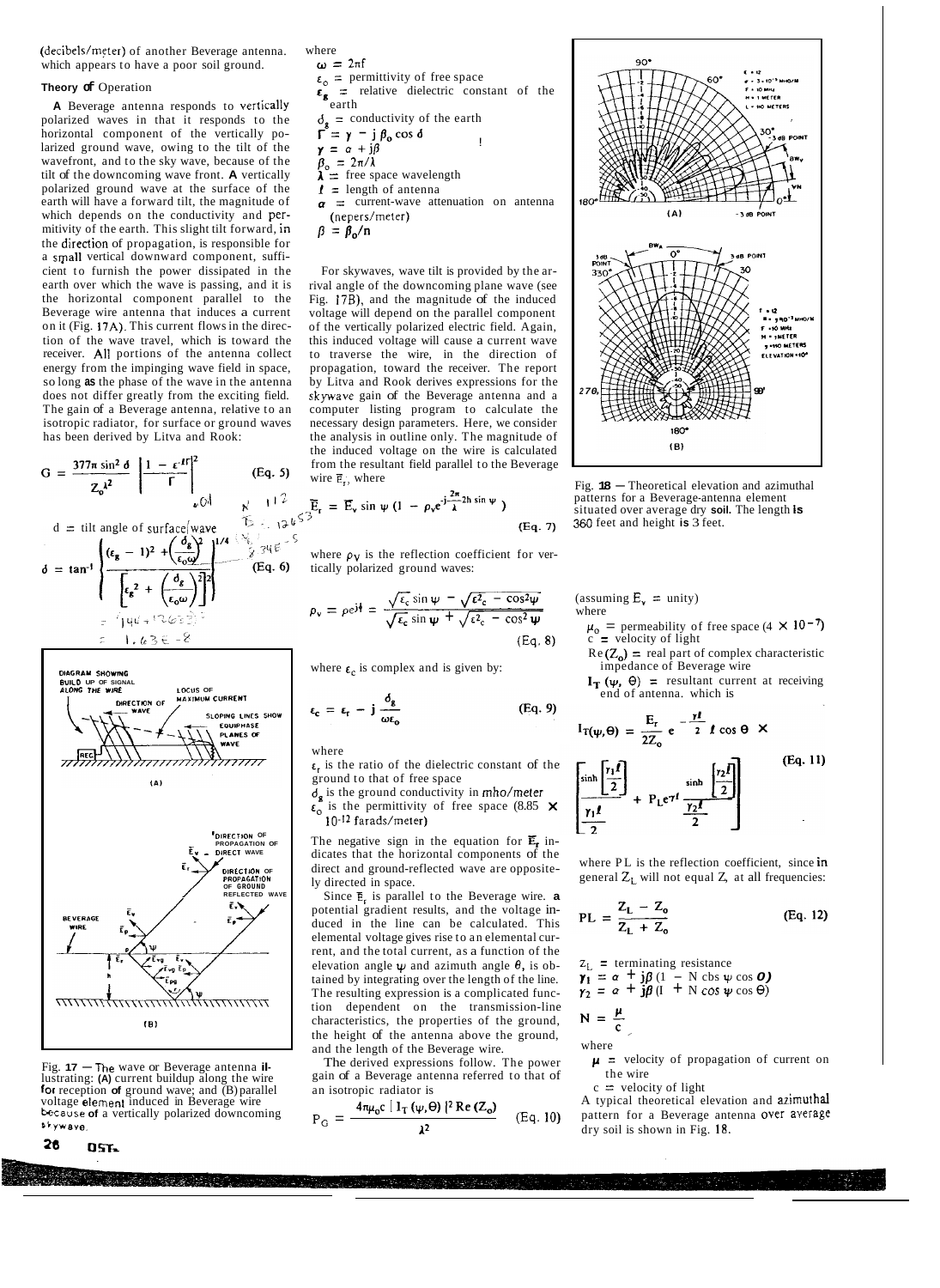(decibels/meter) of another Beverage antenna. which appears to have a poor soil ground.

### Theory of Operation

A Beverage antenna responds to vertically polarized waves in that it responds to the horizontal component of the vertically polarized ground wave, owing to the tilt of the wavefront, and to the sky wave, because of the tilt of the downcoming wave front. A vertically polarized ground wave at the surface of the earth will have a forward tilt, the magnitude of which depends on the conductivity and permitivity of the earth. This slight tilt forward, in the direction of propagation, is responsible for a small vertical downward component, sufficient to furnish the power dissipated in the earth over which the wave is passing, and it is the horizontal component parallel to the Beverage wire antenna that induces a current on it (Fig. 17A). This current flows in the direction of the wave travel, which is toward the receiver. All portions of the antenna collect energy from the impinging wave field in space, so long as the phase of the wave in the antenna does not differ greatly from the exciting field. The gain of a Beverage antenna, relative to an isotropic radiator, for surface or ground waves has been derived by Litva and Rook:

$$G = \frac{377\pi \sin^2 \delta}{Z_o \lambda^2} \left| \frac{1 - \epsilon^{-\ell\Gamma}}{\Gamma} \right|^2 \qquad \text{(Eq. 5)}$$

d = tilt angle of surface/wave

$$\delta = \tan^{-1} \left\{ \frac{(\epsilon_g - 1)^2 + \left(\frac{\delta_g}{\epsilon_o \omega}\right)^2}{\left[\epsilon_g^2 + \left(\frac{\delta_g}{\epsilon_o \omega}\right)^2\right]^2} \right\}^{1/4} \qquad \text{(Eq. 6)}$$

where

$\omega = 2\pi f$

$\epsilon_o$ = permittivity of free space

$\epsilon_g$ = relative dielectric constant of the earth

$\delta_g$ = conductivity of the earth

$\Gamma = \gamma - j\beta_o \cos \delta$

$\gamma = \alpha + j\beta$

$\beta_o = 2\pi/\lambda$

$\lambda$ = free space wavelength

$\ell$ = length of antenna

$\alpha$ = current-wave attenuation on antenna (nepers/meter)

$\beta = \beta_o/n$

For skywaves, wave tilt is provided by the arrival angle of the downcoming plane wave (see Fig. 17B), and the magnitude of the induced voltage will depend on the parallel component of the vertically polarized electric field. Again, this induced voltage will cause a current wave to traverse the wire, in the direction of propagation, toward the receiver. The report by Litva and Rook derives expressions for the skywave gain of the Beverage antenna and a computer listing program to calculate the necessary design parameters. Here, we consider the analysis in outline only. The magnitude of the induced voltage on the wire is calculated from the resultant field parallel to the Beverage wire $\bar{E}_r$, where

$$\bar{E}_r = \bar{E}_v \sin \psi \,(1 - \rho_v e^{-j\frac{2\pi}{\lambda}2h \sin \psi}) \qquad \text{(Eq. 7)}$$

where $\rho_V$ is the reflection coefficient for vertically polarized ground waves:

$$\rho_v = \rho e^{j\phi} = \frac{\sqrt{\epsilon_c}\sin \psi - \sqrt{\epsilon^2_c - \cos^2\psi}}{\sqrt{\epsilon_c}\sin \psi + \sqrt{\epsilon^2_c - \cos^2 \psi}} \qquad \text{(Eq. 8)}$$

where $\epsilon_c$ is complex and is given by:

$$\epsilon_c = \epsilon_r - j\frac{\delta_g}{\omega \epsilon_o} \qquad \text{(Eq. 9)}$$

where

$\epsilon_r$ is the ratio of the dielectric constant of the ground to that of free space

$\delta_g$ is the ground conductivity in mho/meter

$\epsilon_o$ is the permittivity of free space (8.85 × $10^{-12}$ farads/meter)

The negative sign in the equation for $\bar{E}_r$ indicates that the horizontal components of the direct and ground-reflected wave are oppositely directed in space.

Since $\bar{E}_r$ is parallel to the Beverage wire. a potential gradient results, and the voltage induced in the line can be calculated. This elemental voltage gives rise to an elemental current, and the total current, as a function of the elevation angle $\psi$ and azimuth angle $\theta$, is obtained by integrating over the length of the line. The resulting expression is a complicated function dependent on the transmission-line characteristics, the properties of the ground, the height of the antenna above the ground, and the length of the Beverage wire.

The derived expressions follow. The power gain of a Beverage antenna referred to that of an isotropic radiator is

$$P_G = \frac{4\pi\mu_o c\,[\,I_T(\psi,\theta)\,]^2\,\text{Re}\,(Z_o)}{\lambda^2} \qquad \text{(Eq. 10)}$$

(assuming $E_v$ = unity)

where

$\mu_o$ = permeability of free space (4 × $10^{-7}$)

c = velocity of light

$\text{Re}(Z_o)$ = real part of complex characteristic impedance of Beverage wire

$I_T(\psi, \theta)$ = resultant current at receiving end of antenna. which is

$$I_T(\psi,\theta) = \frac{E_r}{2Z_o} e^{-\frac{\gamma\ell}{2}} \ell \cos\theta \times \left[ \frac{\sinh\left[\frac{\gamma_1\ell}{2}\right]}{\frac{\gamma_1\ell}{2}} + P_L e^{\gamma\ell} \frac{\sinh\left[\frac{\gamma_2\ell}{2}\right]}{\frac{\gamma_2\ell}{2}} \right] \qquad \text{(Eq. 11)}$$

where PL is the reflection coefficient, since in general $Z_L$ will not equal Z, at all frequencies:

$$PL = \frac{Z_L - Z_o}{Z_L + Z_o} \qquad \text{(Eq. 12)}$$

$Z_L$ = terminating resistance

$\gamma_1 = \alpha + j\beta\,(1 - N\cos\psi\cos\theta)$

$\gamma_2 = \alpha + j\beta\,(1 + N\cos\psi\cos\theta)$

$N = \frac{\mu}{c}$

where

$\mu$ = velocity of propagation of current on the wire

c = velocity of light

A typical theoretical elevation and azimuthal pattern for a Beverage antenna over average dry soil is shown in Fig. 18.

Fig. 17 — The wave or Beverage antenna illustrating: (A) current buildup along the wire for reception of ground wave; and (B) parallel voltage element induced in Beverage wire because of a vertically polarized downcoming skywave.

Fig. 18 — Theoretical elevation and azimuthal patterns for a Beverage-antenna element situated over average dry soil. The length is 360 feet and height is 3 feet.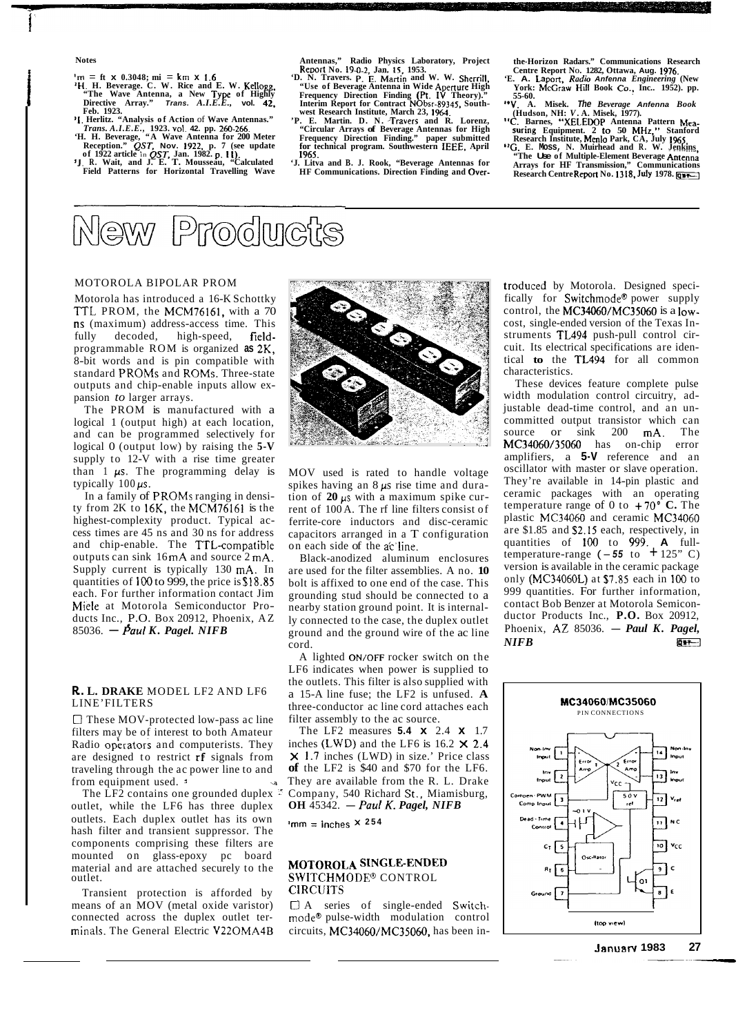**Notes**

[1]m = ft × 0.3048; mi = km × 1.6

[2]H. H. Beverage, C. W. Rice and E. W. Kellogg, "The Wave Antenna, a New Type of Highly Directive Array." *Trans. A.I.E.E.*, vol. 42, Feb. 1923.

[3]I. Herlitz, "Analysis of Action of Wave Antennas." *Trans. A.I.E.E.*, 1923. vol. 42. pp. 260-266.

[4]H. H. Beverage, "A Wave Antenna for 200 Meter Reception." *QST*, Nov. 1922, p. 7 (see update of 1922 article in *QST*, Jan. 1982. p. 11).

[5]J. R. Wait, and J. E. T. Mousseau, "Calculated Field Patterns for Horizontal Travelling Wave Antennas," Radio Physics Laboratory, Project Report No. 19-0-2, Jan. 15, 1953.

[6]D. N. Travers, P. E. Martin and W. W. Sherrill, "Use of Beverage Antenna in Wide Aperture High Frequency Direction Finding (Pt. IV Theory)." Interim Report for Contract NObsr-89345, Southwest Research Institute, March 23, 1964.

[7]P. E. Martin, D. N. Travers and R. Lorenz, "Circular Arrays of Beverage Antennas for High Frequency Direction Finding," paper submitted for technical program. Southwestern IEEE, April 1965.

[8]J. Litva and B. J. Rook, "Beverage Antennas for HF Communications. Direction Finding and Over-the-Horizon Radars." Communications Research Centre Report No. 1282, Ottawa, Aug. 1976.

[9]E. A. Laport, *Radio Antenna Engineering* (New York: McGraw Hill Book Co., Inc.. 1952). pp. 55-60.

[10]V. A. Misek, *The Beverage Antenna Book* (Hudson, NH: V. A. Misek, 1977).

[11]C. Barnes, "XELEDOP Antenna Pattern Measuring Equipment. 2 to 50 MHz," Stanford Research Institute, Menlo Park, CA, July 1965.

[12]G. E. Moss, N. Muirhead and R. W. Jenkins, "The Use of Multiple-Element Beverage Antenna Arrays for HF Transmission," Communications Research Centre Report No. 1318, July 1978.

# New Products

## MOTOROLA BIPOLAR PROM

Motorola has introduced a 16-K Schottky TTL PROM, the MCM76161, with a 70 ns (maximum) address-access time. This fully decoded, high-speed, field-programmable ROM is organized as 2K, 8-bit words and is pin compatible with standard PROMs and ROMs. Three-state outputs and chip-enable inputs allow expansion to larger arrays.

The PROM is manufactured with a logical 1 (output high) at each location, and can be programmed selectively for logical 0 (output low) by raising the 5-V supply to 12-V with a rise time greater than 1 μs. The programming delay is typically 100 μs.

In a family of PROMs ranging in density from 2K to 16K, the MCM76161 is the highest-complexity product. Typical access times are 45 ns and 30 ns for address and chip-enable. The TTL-compatible outputs can sink 16 mA and source 2 mA. Supply current is typically 130 mA. In quantities of 100 to 999, the price is $18.85 each. For further information contact Jim Miele at Motorola Semiconductor Products Inc., P.O. Box 20912, Phoenix, AZ 85036. — *Paul K. Pagel, N1FB*

## R. L. DRAKE MODEL LF2 AND LF6 LINE FILTERS

☐ These MOV-protected low-pass ac line filters may be of interest to both Amateur Radio operators and computerists. They are designed to restrict rf signals from traveling through the ac power line to and from equipment used.

The LF2 contains one grounded duplex outlet, while the LF6 has three duplex outlets. Each duplex outlet has its own hash filter and transient suppressor. The components comprising these filters are mounted on glass-epoxy pc board material and are attached securely to the outlet.

Transient protection is afforded by means of an MOV (metal oxide varistor) connected across the duplex outlet terminals. The General Electric V22OMA4B MOV used is rated to handle voltage spikes having an 8 μs rise time and duration of 20 μs with a maximum spike current of 100 A. The rf line filters consist of ferrite-core inductors and disc-ceramic capacitors arranged in a T configuration on each side of the ac line.

Black-anodized aluminum enclosures are used for the filter assemblies. A no. 10 bolt is affixed to one end of the case. This grounding stud should be connected to a nearby station ground point. It is internally connected to the case, the duplex outlet ground and the ground wire of the ac line cord.

A lighted ON/OFF rocker switch on the LF6 indicates when power is supplied to the outlets. This filter is also supplied with a 15-A line fuse; the LF2 is unfused. A three-conductor ac line cord attaches each filter assembly to the ac source.

The LF2 measures 5.4 × 2.4 × 1.7 inches (LWD) and the LF6 is 16.2 × 2.4 × 1.7 inches (LWD) in size.[1] Price class of the LF2 is $40 and $70 for the LF6. They are available from the R. L. Drake Company, 540 Richard St., Miamisburg, OH 45342. — *Paul K. Pagel, N1FB*

[1]mm = inches × 25.4

## MOTOROLA SINGLE-ENDED SWITCHMODE® CONTROL CIRCUITS

☐ A series of single-ended Switchmode® pulse-width modulation control circuits, MC34060/MC35060, has been introduced by Motorola. Designed specifically for Switchmode® power supply control, the MC34060/MC35060 is a low-cost, single-ended version of the Texas Instruments TL494 push-pull control circuit. Its electrical specifications are identical to the TL494 for all common characteristics.

These devices feature complete pulse width modulation control circuitry, adjustable dead-time control, and an uncommitted output transistor which can source or sink 200 mA. The MC34060/35060 has on-chip error amplifiers, a 5-V reference and an oscillator with master or slave operation. They're available in 14-pin plastic and ceramic packages with an operating temperature range of 0 to +70° C. The plastic MC34060 and ceramic MC34060 are $1.85 and $2.15 each, respectively, in quantities of 100 to 999. A full-temperature-range (−55 to +125° C) version is available in the ceramic package only (MC34060L) at $7.85 each in 100 to 999 quantities. For further information, contact Bob Benzer at Motorola Semiconductor Products Inc., P.O. Box 20912, Phoenix, AZ 85036. — *Paul K. Pagel, N1FB*

MC34060/MC35060 PIN CONNECTIONS (top view)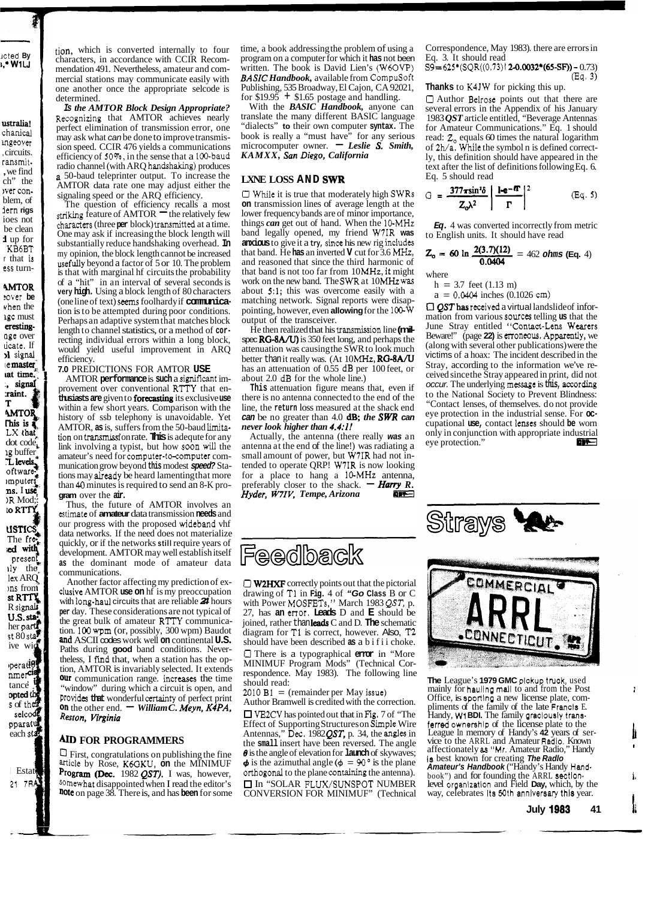tion, which is converted internally to four characters, in accordance with CCIR Recommendation 491. Nevertheless, amateur and commercial stations may communicate easily with one another once the appropriate selcode is determined.

***Is the AMTOR Block Design Appropriate?*** Recognizing that AMTOR achieves nearly perfect elimination of transmission error, one may ask what *can* be done to improve transmission speed. CCIR 476 yields a communications efficiency of 50%, in the sense that a 100-baud radio channel (with ARQ handshaking) produces a 50-baud teleprinter output. To increase the AMTOR data rate one may adjust either the signaling speed or the ARQ efficiency.

The question of efficiency recalls a most striking feature of AMTOR — the relatively few characters (three per block) transmitted at a time. One may ask if increasing the block length will substantially reduce handshaking overhead. In my opinion, the block length cannot be increased usefully beyond a factor of 5 or 10. The problem is that with marginal hf circuits the probability of a "hit" in an interval of several seconds is very high. Using a block length of 80 characters (one line of text) seems foolhardy if communication is to be attempted during poor conditions. Perhaps an adaptive system that matches block length to channel statistics, or a method of correcting individual errors within a long block, would yield useful improvement in ARQ efficiency.

### 7.0 PREDICTIONS FOR AMTOR USE

AMTOR performance is such a significant improvement over conventional RTTY that enthusiasts are given to forecasting its exclusive use within a few short years. Comparison with the history of ssb telephony is unavoidable. Yet AMTOR, as is, suffers from the 50-baud limitation on transmission rate. This is adequate for any link involving a typist, but how soon will the amateur's need for computer-to-computer communication grow beyond this modest speed? Stations may already be heard lamenting that more than 40 minutes is required to send an 8-K program over the air.

Thus, the future of AMTOR involves an estimate of amateur data transmission needs and our progress with the proposed wideband vhf data networks. If the need does not materialize quickly, or if the networks still require years of development. AMTOR may well establish itself as the dominant mode of amateur data communications.

Another factor affecting my prediction of exclusive AMTOR use on hf is my preoccupation with long-haul circuits that are reliable 24 hours per day. These considerations are not typical of the great bulk of amateur RTTY communication. 100 wpm (or, possibly, 300 wpm) Baudot and ASCII codes work well on continental U.S. Paths during good band conditions. Nevertheless, I find that, when a station has the option, AMTOR is invariably selected. It extends our communication range. increases the time "window" during which a circuit is open, and provides that wonderful certainty of perfect print on the other end. — ***William C. Meyn, K4PA, Reston, Virginia***

## AID FOR PROGRAMMERS

□ First, congratulations on publishing the fine article by Rose, K6GKU, on the MINIMUF Program (Dec. 1982 *QST*). I was, however, somewhat disappointed when I read the editor's note on page 38. There is, and has been for some time, a book addressing the problem of using a program on a computer for which it has not been written. The book is David Lien's (W6OVP) ***BASIC Handbook,*** available from CompuSoft Publishing, 535 Broadway, El Cajon, CA 92021, for $19.95 + $1.65 postage and handling.

With the ***BASIC Handbook,*** anyone can translate the many different BASIC language "dialects" to their own computer syntax. The book is really a "must have" for any serious microcomputer owner. — ***Leslie S. Smith, KAMXX, San Diego, California***

## LINE LOSS AND SWR

□ While it is true that moderately high SWRs on transmission lines of average length at the lower frequency bands are of minor importance, things *can* get out of hand. When the 10-MHz band legally opened, my friend W7IR was anxious to give it a try, since his new rig includes that band. He has an inverted V cut for 3.6 MHz, and reasoned that since the third harmonic of that band is not too far from 10MHz, it might work on the new band. The SWR at 10MHz was about 5:1; this was overcome easily with a matching network. Signal reports were disappointing, however, even allowing for the 100-W output of the transceiver.

He then realized that his transmission line (mil-spec RG-8A/U) is 350 feet long, and perhaps the attenuation was causing the SWR to look much better than it really was. (At 10MHz, RG-8A/U has an attenuation of 0.55 dB per 100 feet, or about 2.0 dB for the whole line.)

This attenuation figure means that, even if there is no antenna connected to the end of the line, the return loss measured at the shack end can be no greater than 4.0 dB; ***the SWR can never look higher than 4.4:1!***

Actually, the antenna (there really *was* an antenna at the end of the line!) was radiating a small amount of power, but W7IR had not intended to operate QRP! W7IR is now looking for a place to hang a 10-MHz antenna, preferably closer to the shack. — ***Harry R. Hyder, W7IV, Tempe, Arizona***

# Feedback

□ **W2HXF** correctly points out that the pictorial drawing of T1 in Fig. 4 of *"Go Class B or C with Power MOSFETs,"* March 1983 *QST*, p. 27, has an error. Leads D and E should be joined, rather than leads C and D. The schematic diagram for T1 is correct, however. Also, T2 should have been described as a b i f i i choke.

□ There is a typographical error in "More MINIMUF Program Mods" (Technical Correspondence. May 1983). The following line should read:

2010 B1 = (remainder per May issue)

Author Bramwell is credited with the correction.

□ VE2CV has pointed out that in Fig. 7 of "The Effect of Supporting Structures on Simple Wire Antennas," Dec. 1982 *QST*, p. 34, the angles in the small insert have been reversed. The angle $\theta$ is the angle of elevation for launch of skywaves; $\phi$ is the azimuthal angle ($\phi = 90°$ is the plane orthogonal to the plane containing the antenna).

□ In "SOLAR FLUX/SUNSPOT NUMBER CONVERSION FOR MINIMUF" (Technical Correspondence, May 1983). there are errors in Eq. 3. It should read

S9=625*(SQR((0.73)↑2-0.0032*(65-SF)) – 0.73) (Eq. 3)

**Thanks** to K4JW for picking this up.

□ Author Belrose points out that there are several errors in the Appendix of his January 1983 *QST* article entitled, "Beverage Antennas for Amateur Communications." Eq. 1 should read: $Z_o$ equals 60 times the natural logarithm of $2h/a$. While the symbol n is defined correctly, this definition should have appeared in the text after the list of definitions following Eq. 6. Eq. 5 should read

$$G = \frac{377\pi \sin^2\delta}{Z_o\lambda^2}\left|\frac{1-e^{-\Gamma l}}{\Gamma}\right|^2 \quad \text{(Eq. 5)}$$

***Eq.*** 4 was converted incorrectly from metric to English units. It should have read

$$Z_o = 60 \ln \frac{2(3.7)(12)}{0.0404} = 462 \text{ ohms} \quad \text{(Eq. 4)}$$

where

h = 3.7 feet (1.13 m)

a = 0.0404 inches (0.1026 cm)

□ *QST* has received a virtual landslide of information from various sources telling us that the June Stray entitled "Contact-Lens Wearers Beware!" (page 22) is erroneous. Apparently, we (along with several other publications) were the victims of a hoax: The incident described in the Stray, according to the information we've received since the Stray appeared in print, did not *occur.* The underlying message is this, according to the National Society to Prevent Blindness: "Contact lenses, of themselves. do not provide eye protection in the industrial sense. For occupational use, contact lenses should be worn only in conjunction with appropriate industrial eye protection."

# Strays

COMMERCIAL ARRL CONNECTICUT

The League's **1979 GMC** pickup truck, used mainly for hauling mail to and from the Post Office, is sporting a new license plate, compliments of the family of the late Francis E. Handy, W1BDI. The family graciously transferred ownership of the license plate to the League In memory of Handy's 42 years of service to the ARRL and Amateur Radio. Known affectionately as "Mr. Amateur Radio," Handy is best known for creating ***The Radio Amateur's Handbook*** ("Handy's Handy Handbook") and for founding the ARRL section-level organization and Field Day, which, by the way, celebrates its 50th anniversary this year.